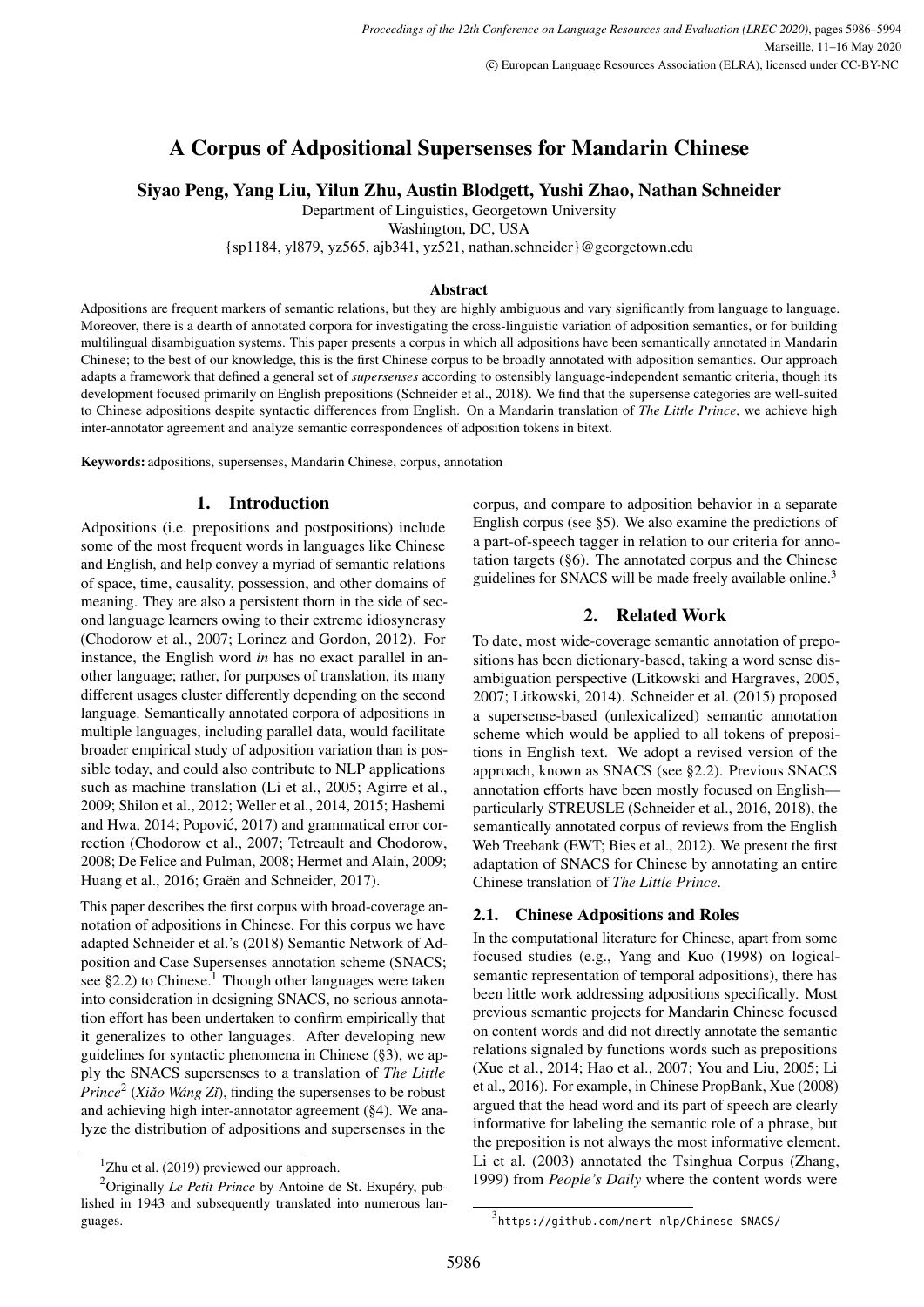# A Corpus of Adpositional Supersenses for Mandarin Chinese

**Siyao Peng, Yang Liu, Yilun Zhu, Austin Blodgett, Yushi Zhao, Nathan Schneider**

Department of Linguistics, Georgetown University
Washington, DC, USA
{sp1184, yl879, yz565, ajb341, yz521, nathan.schneider}@georgetown.edu

### Abstract

Adpositions are frequent markers of semantic relations, but they are highly ambiguous and vary significantly from language to language. Moreover, there is a dearth of annotated corpora for investigating the cross-linguistic variation of adposition semantics, or for building multilingual disambiguation systems. This paper presents a corpus in which all adpositions have been semantically annotated in Mandarin Chinese; to the best of our knowledge, this is the first Chinese corpus to be broadly annotated with adposition semantics. Our approach adapts a framework that defined a general set of *supersenses* according to ostensibly language-independent semantic criteria, though its development focused primarily on English prepositions (Schneider et al., 2018). We find that the supersense categories are well-suited to Chinese adpositions despite syntactic differences from English. On a Mandarin translation of *The Little Prince*, we achieve high inter-annotator agreement and analyze semantic correspondences of adposition tokens in bitext.

**Keywords:** adpositions, supersenses, Mandarin Chinese, corpus, annotation

## 1. Introduction

Adpositions (i.e. prepositions and postpositions) include some of the most frequent words in languages like Chinese and English, and help convey a myriad of semantic relations of space, time, causality, possession, and other domains of meaning. They are also a persistent thorn in the side of second language learners owing to their extreme idiosyncrasy (Chodorow et al., 2007; Lorincz and Gordon, 2012). For instance, the English word *in* has no exact parallel in another language; rather, for purposes of translation, its many different usages cluster differently depending on the second language. Semantically annotated corpora of adpositions in multiple languages, including parallel data, would facilitate broader empirical study of adposition variation than is possible today, and could also contribute to NLP applications such as machine translation (Li et al., 2005; Agirre et al., 2009; Shilon et al., 2012; Weller et al., 2014, 2015; Hashemi and Hwa, 2014; Popović, 2017) and grammatical error correction (Chodorow et al., 2007; Tetreault and Chodorow, 2008; De Felice and Pulman, 2008; Hermet and Alain, 2009; Huang et al., 2016; Graën and Schneider, 2017).

This paper describes the first corpus with broad-coverage annotation of adpositions in Chinese. For this corpus we have adapted Schneider et al.'s (2018) Semantic Network of Adposition and Case Supersenses annotation scheme (SNACS; see §2.2) to Chinese.[1] Though other languages were taken into consideration in designing SNACS, no serious annotation effort has been undertaken to confirm empirically that it generalizes to other languages. After developing new guidelines for syntactic phenomena in Chinese (§3), we apply the SNACS supersenses to a translation of *The Little Prince*[2] (*Xiǎo Wáng Zǐ*), finding the supersenses to be robust and achieving high inter-annotator agreement (§4). We analyze the distribution of adpositions and supersenses in the corpus, and compare to adposition behavior in a separate English corpus (see §5). We also examine the predictions of a part-of-speech tagger in relation to our criteria for annotation targets (§6). The annotated corpus and the Chinese guidelines for SNACS will be made freely available online.[3]

## 2. Related Work

To date, most wide-coverage semantic annotation of prepositions has been dictionary-based, taking a word sense disambiguation perspective (Litkowski and Hargraves, 2005, 2007; Litkowski, 2014). Schneider et al. (2015) proposed a supersense-based (unlexicalized) semantic annotation scheme which would be applied to all tokens of prepositions in English text. We adopt a revised version of the approach, known as SNACS (see §2.2). Previous SNACS annotation efforts have been mostly focused on English—particularly STREUSLE (Schneider et al., 2016, 2018), the semantically annotated corpus of reviews from the English Web Treebank (EWT; Bies et al., 2012). We present the first adaptation of SNACS for Chinese by annotating an entire Chinese translation of *The Little Prince*.

### 2.1. Chinese Adpositions and Roles

In the computational literature for Chinese, apart from some focused studies (e.g., Yang and Kuo (1998) on logical-semantic representation of temporal adpositions), there has been little work addressing adpositions specifically. Most previous semantic projects for Mandarin Chinese focused on content words and did not directly annotate the semantic relations signaled by functions words such as prepositions (Xue et al., 2014; Hao et al., 2007; You and Liu, 2005; Li et al., 2016). For example, in Chinese PropBank, Xue (2008) argued that the head word and its part of speech are clearly informative for labeling the semantic role of a phrase, but the preposition is not always the most informative element. Li et al. (2003) annotated the Tsinghua Corpus (Zhang, 1999) from *People's Daily* where the content words were

[1] Zhu et al. (2019) previewed our approach.

[2] Originally *Le Petit Prince* by Antoine de St. Exupéry, published in 1943 and subsequently translated into numerous languages.

[3] https://github.com/nert-nlp/Chinese-SNACS/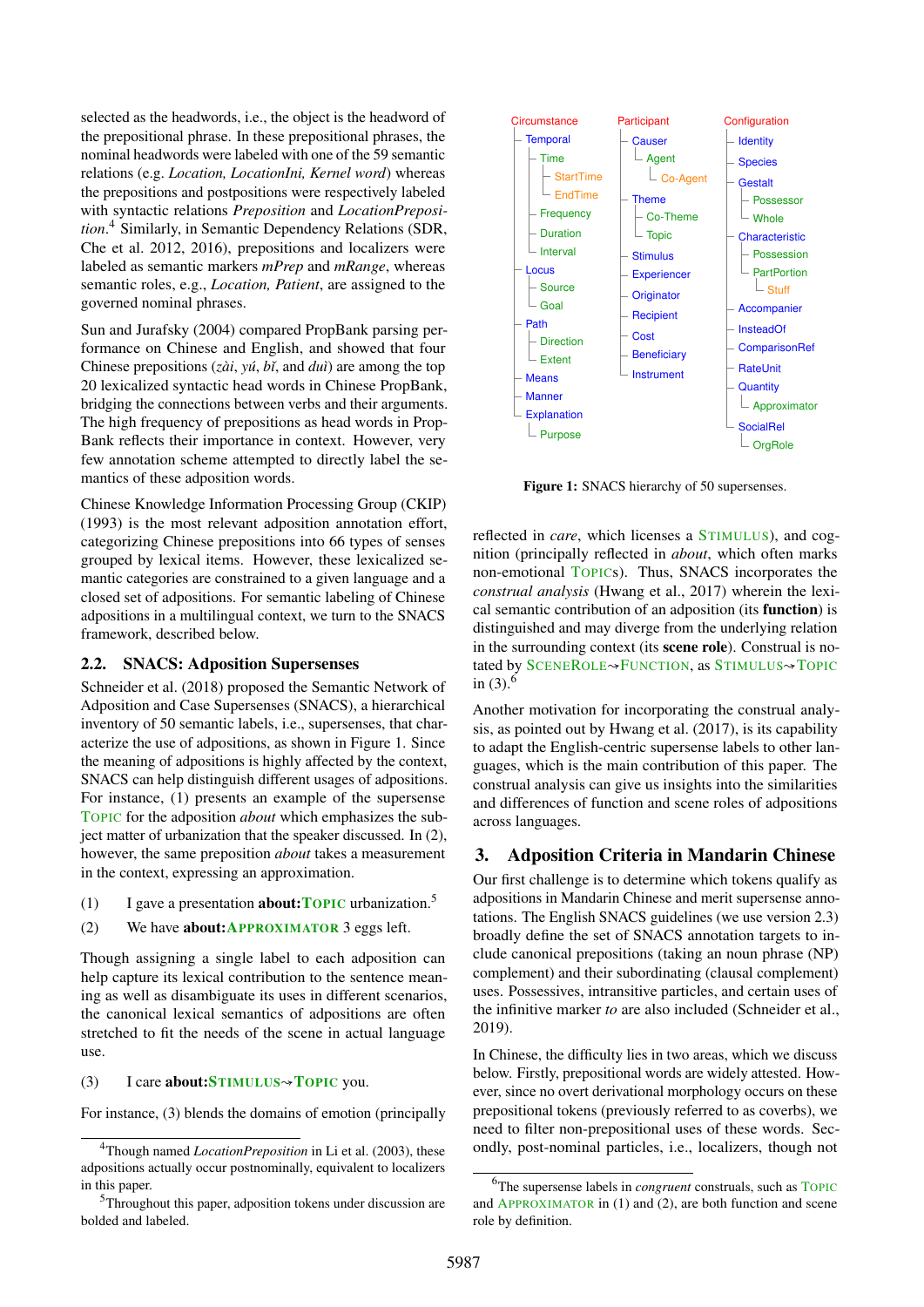selected as the headwords, i.e., the object is the headword of the prepositional phrase. In these prepositional phrases, the nominal headwords were labeled with one of the 59 semantic relations (e.g. *Location, LocationIni, Kernel word*) whereas the prepositions and postpositions were respectively labeled with syntactic relations *Preposition* and *LocationPreposition*.[4] Similarly, in Semantic Dependency Relations (SDR, Che et al. 2012, 2016), prepositions and localizers were labeled as semantic markers *mPrep* and *mRange*, whereas semantic roles, e.g., *Location, Patient*, are assigned to the governed nominal phrases.

Sun and Jurafsky (2004) compared PropBank parsing performance on Chinese and English, and showed that four Chinese prepositions (*zài*, *yú*, *bǐ*, and *duì*) are among the top 20 lexicalized syntactic head words in Chinese PropBank, bridging the connections between verbs and their arguments. The high frequency of prepositions as head words in PropBank reflects their importance in context. However, very few annotation scheme attempted to directly label the semantics of these adposition words.

Chinese Knowledge Information Processing Group (CKIP) (1993) is the most relevant adposition annotation effort, categorizing Chinese prepositions into 66 types of senses grouped by lexical items. However, these lexicalized semantic categories are constrained to a given language and a closed set of adpositions. For semantic labeling of Chinese adpositions in a multilingual context, we turn to the SNACS framework, described below.

## 2.2. SNACS: Adposition Supersenses

Schneider et al. (2018) proposed the Semantic Network of Adposition and Case Supersenses (SNACS), a hierarchical inventory of 50 semantic labels, i.e., supersenses, that characterize the use of adpositions, as shown in Figure 1. Since the meaning of adpositions is highly affected by the context, SNACS can help distinguish different usages of adpositions. For instance, (1) presents an example of the supersense TOPIC for the adposition *about* which emphasizes the subject matter of urbanization that the speaker discussed. In (2), however, the same preposition *about* takes a measurement in the context, expressing an approximation.

(1) I gave a presentation **about:**TOPIC urbanization.[5]

(2) We have **about:**APPROXIMATOR 3 eggs left.

Though assigning a single label to each adposition can help capture its lexical contribution to the sentence meaning as well as disambiguate its uses in different scenarios, the canonical lexical semantics of adpositions are often stretched to fit the needs of the scene in actual language use.

(3) I care **about:**STIMULUS⇝TOPIC you.

For instance, (3) blends the domains of emotion (principally reflected in *care*, which licenses a STIMULUS), and cognition (principally reflected in *about*, which often marks non-emotional TOPICs). Thus, SNACS incorporates the *construal analysis* (Hwang et al., 2017) wherein the lexical semantic contribution of an adposition (its **function**) is distinguished and may diverge from the underlying relation in the surrounding context (its **scene role**). Construal is notated by SCENEROLE⇝FUNCTION, as STIMULUS⇝TOPIC in (3).[6]

Another motivation for incorporating the construal analysis, as pointed out by Hwang et al. (2017), is its capability to adapt the English-centric supersense labels to other languages, which is the main contribution of this paper. The construal analysis can give us insights into the similarities and differences of function and scene roles of adpositions across languages.

- Circumstance
  - Temporal
    - Time
      - StartTime
      - EndTime
    - Frequency
    - Duration
    - Interval
  - Locus
    - Source
    - Goal
  - Path
    - Direction
    - Extent
  - Means
  - Manner
  - Explanation
    - Purpose
- Participant
  - Causer
    - Agent
      - Co-Agent
  - Theme
    - Co-Theme
    - Topic
  - Stimulus
  - Experiencer
  - Originator
  - Recipient
  - Cost
  - Beneficiary
  - Instrument
- Configuration
  - Identity
  - Species
  - Gestalt
    - Possessor
    - Whole
  - Characteristic
    - Possession
    - PartPortion
      - Stuff
  - Accompanier
  - InsteadOf
  - ComparisonRef
  - RateUnit
  - Quantity
    - Approximator
  - SocialRel
    - OrgRole

**Figure 1:** SNACS hierarchy of 50 supersenses.

# 3. Adposition Criteria in Mandarin Chinese

Our first challenge is to determine which tokens qualify as adpositions in Mandarin Chinese and merit supersense annotations. The English SNACS guidelines (we use version 2.3) broadly define the set of SNACS annotation targets to include canonical prepositions (taking an noun phrase (NP) complement) and their subordinating (clausal complement) uses. Possessives, intransitive particles, and certain uses of the infinitive marker *to* are also included (Schneider et al., 2019).

In Chinese, the difficulty lies in two areas, which we discuss below. Firstly, prepositional words are widely attested. However, since no overt derivational morphology occurs on these prepositional tokens (previously referred to as coverbs), we need to filter non-prepositional uses of these words. Secondly, post-nominal particles, i.e., localizers, though not

[4] Though named *LocationPreposition* in Li et al. (2003), these adpositions actually occur postnominally, equivalent to localizers in this paper.

[5] Throughout this paper, adposition tokens under discussion are bolded and labeled.

[6] The supersense labels in *congruent* construals, such as TOPIC and APPROXIMATOR in (1) and (2), are both function and scene role by definition.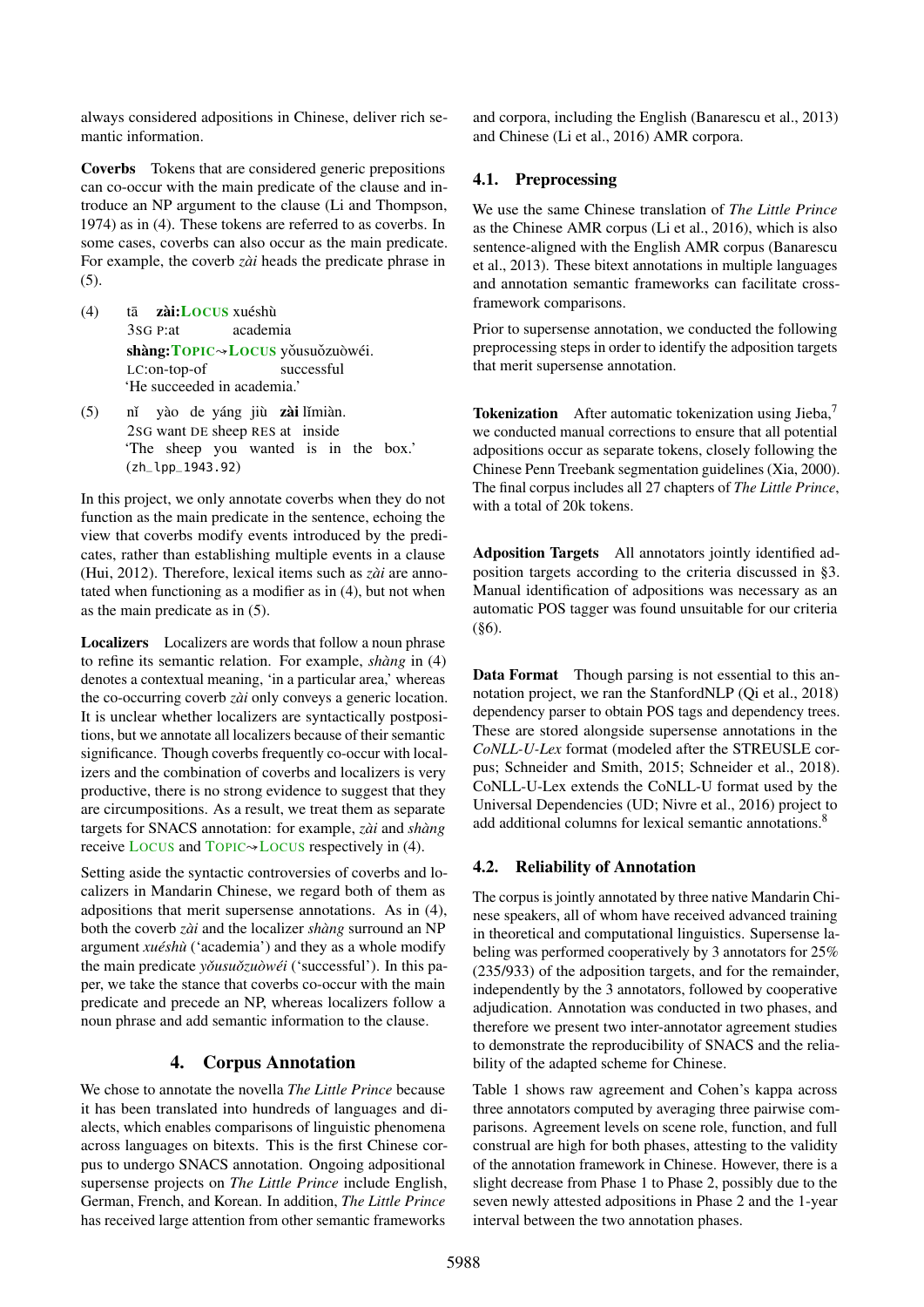always considered adpositions in Chinese, deliver rich semantic information.

**Coverbs** Tokens that are considered generic prepositions can co-occur with the main predicate of the clause and introduce an NP argument to the clause (Li and Thompson, 1974) as in (4). These tokens are referred to as coverbs. In some cases, coverbs can also occur as the main predicate. For example, the coverb *zài* heads the predicate phrase in (5).

(4) tā **zài:LOCUS** xuéshù
 3SG P:at academia
 **shàng:TOPIC⇝LOCUS** yǒusuǒzuòwéi.
 LC:on-top-of successful
 'He succeeded in academia.'

(5) nǐ yào de yáng jiù **zài** lǐmiàn.
 2SG want DE sheep RES at inside
 'The sheep you wanted is in the box.'
 (zh_lpp_1943.92)

In this project, we only annotate coverbs when they do not function as the main predicate in the sentence, echoing the view that coverbs modify events introduced by the predicates, rather than establishing multiple events in a clause (Hui, 2012). Therefore, lexical items such as *zài* are annotated when functioning as a modifier as in (4), but not when as the main predicate as in (5).

**Localizers** Localizers are words that follow a noun phrase to refine its semantic relation. For example, *shàng* in (4) denotes a contextual meaning, 'in a particular area,' whereas the co-occurring coverb *zài* only conveys a generic location. It is unclear whether localizers are syntactically postpositions, but we annotate all localizers because of their semantic significance. Though coverbs frequently co-occur with localizers and the combination of coverbs and localizers is very productive, there is no strong evidence to suggest that they are circumpositions. As a result, we treat them as separate targets for SNACS annotation: for example, *zài* and *shàng* receive LOCUS and TOPIC⇝LOCUS respectively in (4).

Setting aside the syntactic controversies of coverbs and localizers in Mandarin Chinese, we regard both of them as adpositions that merit supersense annotations. As in (4), both the coverb *zài* and the localizer *shàng* surround an NP argument *xuéshù* ('academia') and they as a whole modify the main predicate *yǒusuǒzuòwéi* ('successful'). In this paper, we take the stance that coverbs co-occur with the main predicate and precede an NP, whereas localizers follow a noun phrase and add semantic information to the clause.

## 4. Corpus Annotation

We chose to annotate the novella *The Little Prince* because it has been translated into hundreds of languages and dialects, which enables comparisons of linguistic phenomena across languages on bitexts. This is the first Chinese corpus to undergo SNACS annotation. Ongoing adpositional supersense projects on *The Little Prince* include English, German, French, and Korean. In addition, *The Little Prince* has received large attention from other semantic frameworks and corpora, including the English (Banarescu et al., 2013) and Chinese (Li et al., 2016) AMR corpora.

### 4.1. Preprocessing

We use the same Chinese translation of *The Little Prince* as the Chinese AMR corpus (Li et al., 2016), which is also sentence-aligned with the English AMR corpus (Banarescu et al., 2013). These bitext annotations in multiple languages and annotation semantic frameworks can facilitate cross-framework comparisons.

Prior to supersense annotation, we conducted the following preprocessing steps in order to identify the adposition targets that merit supersense annotation.

**Tokenization** After automatic tokenization using Jieba,[7] we conducted manual corrections to ensure that all potential adpositions occur as separate tokens, closely following the Chinese Penn Treebank segmentation guidelines (Xia, 2000). The final corpus includes all 27 chapters of *The Little Prince*, with a total of 20k tokens.

**Adposition Targets** All annotators jointly identified adposition targets according to the criteria discussed in §3. Manual identification of adpositions was necessary as an automatic POS tagger was found unsuitable for our criteria (§6).

**Data Format** Though parsing is not essential to this annotation project, we ran the StanfordNLP (Qi et al., 2018) dependency parser to obtain POS tags and dependency trees. These are stored alongside supersense annotations in the *CoNLL-U-Lex* format (modeled after the STREUSLE corpus; Schneider and Smith, 2015; Schneider et al., 2018). CoNLL-U-Lex extends the CoNLL-U format used by the Universal Dependencies (UD; Nivre et al., 2016) project to add additional columns for lexical semantic annotations.[8]

### 4.2. Reliability of Annotation

The corpus is jointly annotated by three native Mandarin Chinese speakers, all of whom have received advanced training in theoretical and computational linguistics. Supersense labeling was performed cooperatively by 3 annotators for 25% (235/933) of the adposition targets, and for the remainder, independently by the 3 annotators, followed by cooperative adjudication. Annotation was conducted in two phases, and therefore we present two inter-annotator agreement studies to demonstrate the reproducibility of SNACS and the reliability of the adapted scheme for Chinese.

Table 1 shows raw agreement and Cohen's kappa across three annotators computed by averaging three pairwise comparisons. Agreement levels on scene role, function, and full construal are high for both phases, attesting to the validity of the annotation framework in Chinese. However, there is a slight decrease from Phase 1 to Phase 2, possibly due to the seven newly attested adpositions in Phase 2 and the 1-year interval between the two annotation phases.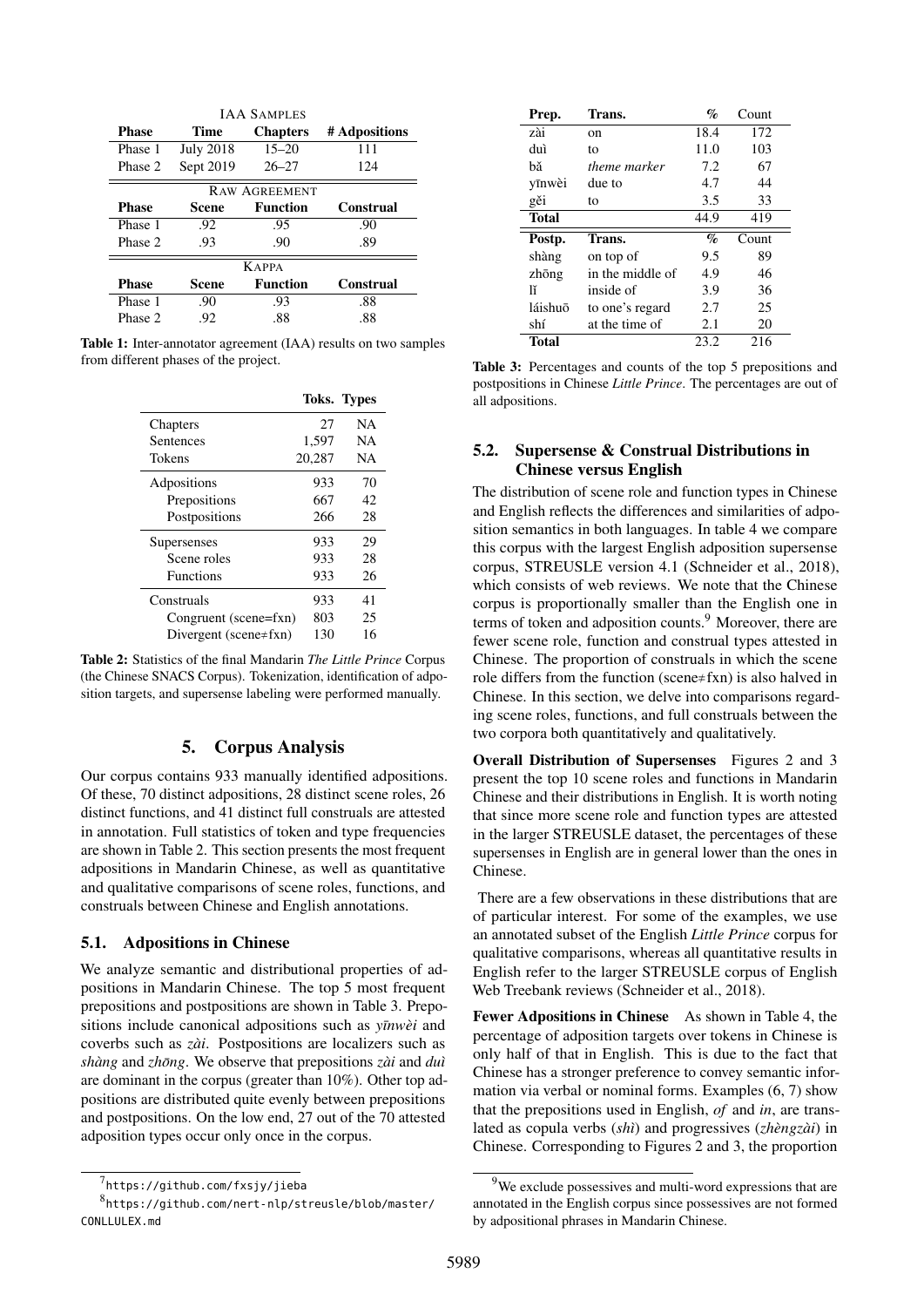| IAA SAMPLES | | | |
|---|---|---|---|
| **Phase** | **Time** | **Chapters** | **# Adpositions** |
| Phase 1 | July 2018 | 15–20 | 111 |
| Phase 2 | Sept 2019 | 26–27 | 124 |
| RAW AGREEMENT | | | |
| **Phase** | **Scene** | **Function** | **Construal** |
| Phase 1 | .92 | .95 | .90 |
| Phase 2 | .93 | .90 | .89 |
| KAPPA | | | |
| **Phase** | **Scene** | **Function** | **Construal** |
| Phase 1 | .90 | .93 | .88 |
| Phase 2 | .92 | .88 | .88 |

**Table 1:** Inter-annotator agreement (IAA) results on two samples from different phases of the project.

| | **Toks.** | **Types** |
|---|---|---|
| Chapters | 27 | NA |
| Sentences | 1,597 | NA |
| Tokens | 20,287 | NA |
| Adpositions | 933 | 70 |
| Prepositions | 667 | 42 |
| Postpositions | 266 | 28 |
| Supersenses | 933 | 29 |
| Scene roles | 933 | 28 |
| Functions | 933 | 26 |
| Construals | 933 | 41 |
| Congruent (scene=fxn) | 803 | 25 |
| Divergent (scene≠fxn) | 130 | 16 |

**Table 2:** Statistics of the final Mandarin *The Little Prince* Corpus (the Chinese SNACS Corpus). Tokenization, identification of adposition targets, and supersense labeling were performed manually.

# 5. Corpus Analysis

Our corpus contains 933 manually identified adpositions. Of these, 70 distinct adpositions, 28 distinct scene roles, 26 distinct functions, and 41 distinct full construals are attested in annotation. Full statistics of token and type frequencies are shown in Table 2. This section presents the most frequent adpositions in Mandarin Chinese, as well as quantitative and qualitative comparisons of scene roles, functions, and construals between Chinese and English annotations.

## 5.1. Adpositions in Chinese

We analyze semantic and distributional properties of adpositions in Mandarin Chinese. The top 5 most frequent prepositions and postpositions are shown in Table 3. Prepositions include canonical adpositions such as *yīnwèi* and coverbs such as *zài*. Postpositions are localizers such as *shàng* and *zhōng*. We observe that prepositions *zài* and *duì* are dominant in the corpus (greater than 10%). Other top adpositions are distributed quite evenly between prepositions and postpositions. On the low end, 27 out of the 70 attested adposition types occur only once in the corpus.

| **Prep.** | **Trans.** | **%** | **Count** |
|---|---|---|---|
| zài | on | 18.4 | 172 |
| duì | to | 11.0 | 103 |
| bǎ | *theme marker* | 7.2 | 67 |
| yīnwèi | due to | 4.7 | 44 |
| gěi | to | 3.5 | 33 |
| **Total** | | 44.9 | 419 |
| **Postp.** | **Trans.** | **%** | **Count** |
| shàng | on top of | 9.5 | 89 |
| zhōng | in the middle of | 4.9 | 46 |
| lǐ | inside of | 3.9 | 36 |
| láishuō | to one's regard | 2.7 | 25 |
| shí | at the time of | 2.1 | 20 |
| **Total** | | 23.2 | 216 |

**Table 3:** Percentages and counts of the top 5 prepositions and postpositions in Chinese *Little Prince*. The percentages are out of all adpositions.

## 5.2. Supersense & Construal Distributions in Chinese versus English

The distribution of scene role and function types in Chinese and English reflects the differences and similarities of adposition semantics in both languages. In table 4 we compare this corpus with the largest English adposition supersense corpus, STREUSLE version 4.1 (Schneider et al., 2018), which consists of web reviews. We note that the Chinese corpus is proportionally smaller than the English one in terms of token and adposition counts.[9] Moreover, there are fewer scene role, function and construal types attested in Chinese. The proportion of construals in which the scene role differs from the function (scene≠fxn) is also halved in Chinese. In this section, we delve into comparisons regarding scene roles, functions, and full construals between the two corpora both quantitatively and qualitatively.

**Overall Distribution of Supersenses** Figures 2 and 3 present the top 10 scene roles and functions in Mandarin Chinese and their distributions in English. It is worth noting that since more scene role and function types are attested in the larger STREUSLE dataset, the percentages of these supersenses in English are in general lower than the ones in Chinese.

There are a few observations in these distributions that are of particular interest. For some of the examples, we use an annotated subset of the English *Little Prince* corpus for qualitative comparisons, whereas all quantitative results in English refer to the larger STREUSLE corpus of English Web Treebank reviews (Schneider et al., 2018).

**Fewer Adpositions in Chinese** As shown in Table 4, the percentage of adposition targets over tokens in Chinese is only half of that in English. This is due to the fact that Chinese has a stronger preference to convey semantic information via verbal or nominal forms. Examples (6, 7) show that the prepositions used in English, *of* and *in*, are translated as copula verbs (*shì*) and progressives (*zhèngzài*) in Chinese. Corresponding to Figures 2 and 3, the proportion

[7] https://github.com/fxsjy/jieba

[8] https://github.com/nert-nlp/streusle/blob/master/CONLLULEX.md

[9] We exclude possessives and multi-word expressions that are annotated in the English corpus since possessives are not formed by adpositional phrases in Mandarin Chinese.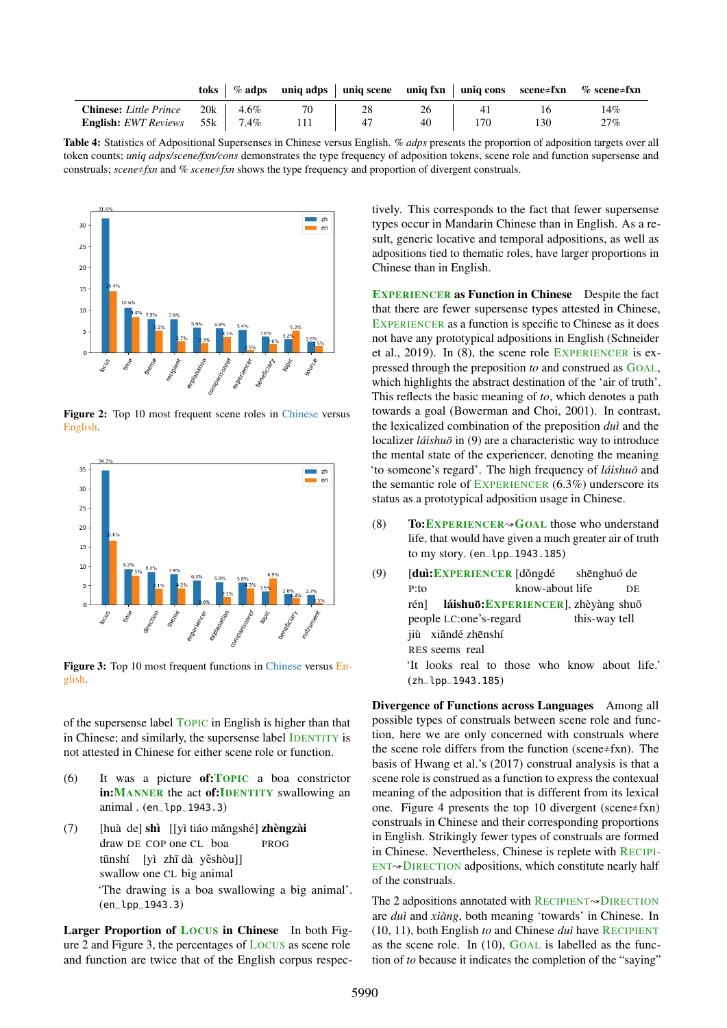| | toks | % adps | uniq adps | uniq scene | uniq fxn | uniq cons | scene≠fxn | % scene≠fxn |
|---|---|---|---|---|---|---|---|---|
| **Chinese:** *Little Prince* | 20k | 4.6% | 70 | 28 | 26 | 41 | 16 | 14% |
| **English:** *EWT Reviews* | 55k | 7.4% | 111 | 47 | 40 | 170 | 130 | 27% |

Table 4: Statistics of Adpositional Supersenses in Chinese versus English. *% adps* presents the proportion of adposition targets over all token counts; *uniq adps/scene/fxn/cons* demonstrates the type frequency of adposition tokens, scene role and function supersense and construals; *scene≠fxn* and *% scene≠fxn* shows the type frequency and proportion of divergent construals.

Figure 2: Top 10 most frequent scene roles in Chinese versus English.

Figure 3: Top 10 most frequent functions in Chinese versus English.

of the supersense label TOPIC in English is higher than that in Chinese; and similarly, the supersense label IDENTITY is not attested in Chinese for either scene role or function.

(6) It was a picture **of:TOPIC** a boa constrictor **in:MANNER** the act **of:IDENTITY** swallowing an animal . (en_lpp_1943.3)

(7) [huà de] **shì** [[yì tiáo mǎngshé] **zhèngzài** tūnshí [yì zhī dà yěshòu]]
draw DE COP one CL boa PROG swallow one CL big animal
'The drawing is a boa swallowing a big animal'. (en_lpp_1943.3)

**Larger Proportion of LOCUS in Chinese** In both Figure 2 and Figure 3, the percentages of LOCUS as scene role and function are twice that of the English corpus respectively. This corresponds to the fact that fewer supersense types occur in Mandarin Chinese than in English. As a result, generic locative and temporal adpositions, as well as adpositions tied to thematic roles, have larger proportions in Chinese than in English.

**EXPERIENCER as Function in Chinese** Despite the fact that there are fewer supersense types attested in Chinese, EXPERIENCER as a function is specific to Chinese as it does not have any prototypical adpositions in English (Schneider et al., 2019). In (8), the scene role EXPERIENCER is expressed through the preposition *to* and construed as GOAL, which highlights the abstract destination of the 'air of truth'. This reflects the basic meaning of *to*, which denotes a path towards a goal (Bowerman and Choi, 2001). In contrast, the lexicalized combination of the preposition *duì* and the localizer *láishuō* in (9) are a characteristic way to introduce the mental state of the experiencer, denoting the meaning 'to someone's regard'. The high frequency of *láishuō* and the semantic role of EXPERIENCER (6.3%) underscore its status as a prototypical adposition usage in Chinese.

(8) **To:EXPERIENCER⇝GOAL** those who understand life, that would have given a much greater air of truth to my story. (en_lpp_1943.185)

(9) [**duì:EXPERIENCER** [dǒngdé shēnghuó de rén] **láishuō:EXPERIENCER**], zhèyàng shuō jiù xiǎndé zhēnshí
P:to know-about life DE people LC:one's-regard this-way tell RES seems real
'It looks real to those who know about life.' (zh_lpp_1943.185)

**Divergence of Functions across Languages** Among all possible types of construals between scene role and function, here we are only concerned with construals where the scene role differs from the function (scene≠fxn). The basis of Hwang et al.'s (2017) construal analysis is that a scene role is construed as a function to express the contexual meaning of the adposition that is different from its lexical one. Figure 4 presents the top 10 divergent (scene≠fxn) construals in Chinese and their corresponding proportions in English. Strikingly fewer types of construals are formed in Chinese. Nevertheless, Chinese is replete with RECIPIENT⇝DIRECTION adpositions, which constitute nearly half of the construals.

The 2 adpositions annotated with RECIPIENT⇝DIRECTION are *duì* and *xiàng*, both meaning 'towards' in Chinese. In (10, 11), both English *to* and Chinese *duì* have RECIPIENT as the scene role. In (10), GOAL is labelled as the function of *to* because it indicates the completion of the "saying"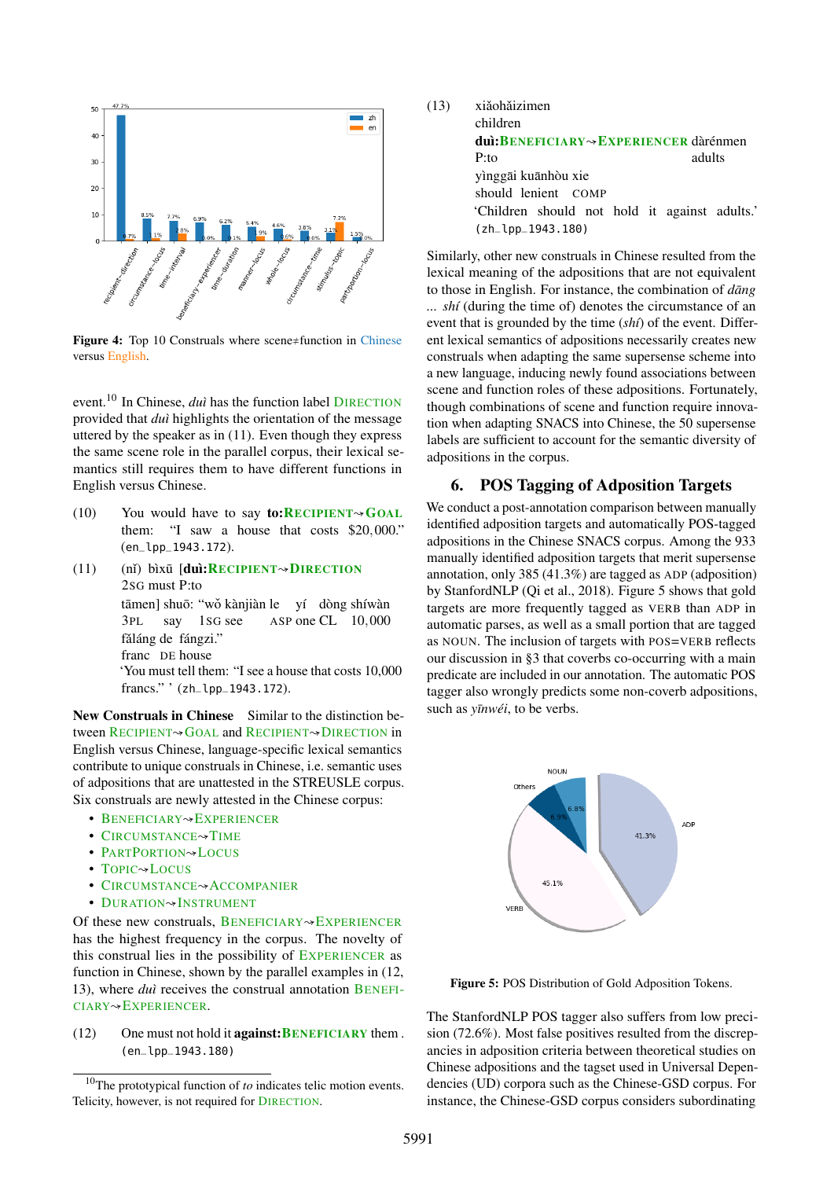**Figure 4:** Top 10 Construals where scene≠function in Chinese versus English.

event.[10] In Chinese, *duì* has the function label DIRECTION provided that *duì* highlights the orientation of the message uttered by the speaker as in (11). Even though they express the same scene role in the parallel corpus, their lexical semantics still requires them to have different functions in English versus Chinese.

(10) You would have to say **to:RECIPIENT⇝GOAL** them: "I saw a house that costs $20,000." (en_lpp_1943.172)

(11) (nǐ) bìxū [**duì:RECIPIENT⇝DIRECTION**
2SG must P:to
tāmen] shuō: "wǒ kànjiàn le yí dòng shíwàn
3PL say 1SG see ASP one CL 10,000
fǎláng de fángzi."
franc DE house
'You must tell them: "I see a house that costs 10,000 francs." ' (zh_lpp_1943.172).

**New Construals in Chinese** Similar to the distinction between RECIPIENT⇝GOAL and RECIPIENT⇝DIRECTION in English versus Chinese, language-specific lexical semantics contribute to unique construals in Chinese, i.e. semantic uses of adpositions that are unattested in the STREUSLE corpus. Six construals are newly attested in the Chinese corpus:

- BENEFICIARY⇝EXPERIENCER
- CIRCUMSTANCE⇝TIME
- PARTPORTION⇝LOCUS
- TOPIC⇝LOCUS
- CIRCUMSTANCE⇝ACCOMPANIER
- DURATION⇝INSTRUMENT

Of these new construals, BENEFICIARY⇝EXPERIENCER has the highest frequency in the corpus. The novelty of this construal lies in the possibility of EXPERIENCER as function in Chinese, shown by the parallel examples in (12, 13), where *duì* receives the construal annotation BENEFICIARY⇝EXPERIENCER.

(12) One must not hold it **against:BENEFICIARY** them . (en_lpp_1943.180)

(13) xiǎohǎizimen
children
**duì:BENEFICIARY⇝EXPERIENCER** dàrénmen
P:to adults
yìnggāi kuānhòu xie
should lenient COMP
'Children should not hold it against adults.'
(zh_lpp_1943.180)

Similarly, other new construals in Chinese resulted from the lexical meaning of the adpositions that are not equivalent to those in English. For instance, the combination of *dāng* ... *shí* (during the time of) denotes the circumstance of an event that is grounded by the time (*shí*) of the event. Different lexical semantics of adpositions necessarily creates new construals when adapting the same supersense scheme into a new language, inducing newly found associations between scene and function roles of these adpositions. Fortunately, though combinations of scene and function require innovation when adapting SNACS into Chinese, the 50 supersense labels are sufficient to account for the semantic diversity of adpositions in the corpus.

## 6. POS Tagging of Adposition Targets

We conduct a post-annotation comparison between manually identified adposition targets and automatically POS-tagged adpositions in the Chinese SNACS corpus. Among the 933 manually identified adposition targets that merit supersense annotation, only 385 (41.3%) are tagged as ADP (adposition) by StanfordNLP (Qi et al., 2018). Figure 5 shows that gold targets are more frequently tagged as VERB than ADP in automatic parses, as well as a small portion that are tagged as NOUN. The inclusion of targets with POS=VERB reflects our discussion in §3 that coverbs co-occurring with a main predicate are included in our annotation. The automatic POS tagger also wrongly predicts some non-coverb adpositions, such as *yīnwéi*, to be verbs.

**Figure 5:** POS Distribution of Gold Adposition Tokens.

The StanfordNLP POS tagger also suffers from low precision (72.6%). Most false positives resulted from the discrepancies in adposition criteria between theoretical studies on Chinese adpositions and the tagset used in Universal Dependencies (UD) corpora such as the Chinese-GSD corpus. For instance, the Chinese-GSD corpus considers subordinating

[10]The prototypical function of *to* indicates telic motion events. Telicity, however, is not required for DIRECTION.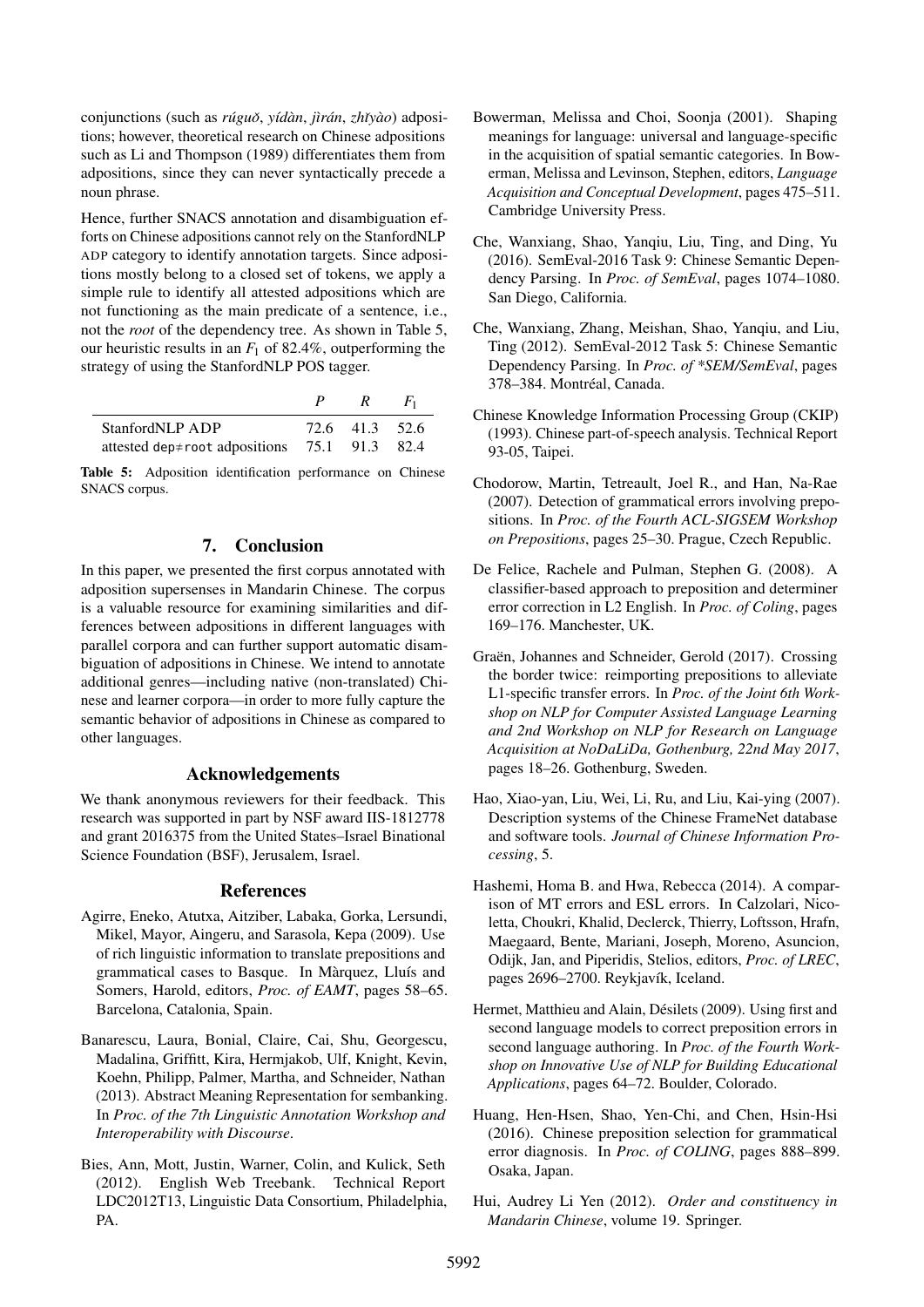conjunctions (such as *rúguǒ*, *yídàn*, *jìrán*, *zhǐyào*) adpositions; however, theoretical research on Chinese adpositions such as Li and Thompson (1989) differentiates them from adpositions, since they can never syntactically precede a noun phrase.

Hence, further SNACS annotation and disambiguation efforts on Chinese adpositions cannot rely on the StanfordNLP ADP category to identify annotation targets. Since adpositions mostly belong to a closed set of tokens, we apply a simple rule to identify all attested adpositions which are not functioning as the main predicate of a sentence, i.e., not the *root* of the dependency tree. As shown in Table 5, our heuristic results in an $F_1$ of 82.4%, outperforming the strategy of using the StanfordNLP POS tagger.

| | $P$ | $R$ | $F_1$ |
|---|---|---|---|
| StanfordNLP ADP | 72.6 | 41.3 | 52.6 |
| attested dep≠root adpositions | 75.1 | 91.3 | 82.4 |

**Table 5:** Adposition identification performance on Chinese SNACS corpus.

## 7. Conclusion

In this paper, we presented the first corpus annotated with adposition supersenses in Mandarin Chinese. The corpus is a valuable resource for examining similarities and differences between adpositions in different languages with parallel corpora and can further support automatic disambiguation of adpositions in Chinese. We intend to annotate additional genres—including native (non-translated) Chinese and learner corpora—in order to more fully capture the semantic behavior of adpositions in Chinese as compared to other languages.

## Acknowledgements

We thank anonymous reviewers for their feedback. This research was supported in part by NSF award IIS-1812778 and grant 2016375 from the United States–Israel Binational Science Foundation (BSF), Jerusalem, Israel.

## References

Agirre, Eneko, Atutxa, Aitziber, Labaka, Gorka, Lersundi, Mikel, Mayor, Aingeru, and Sarasola, Kepa (2009). Use of rich linguistic information to translate prepositions and grammatical cases to Basque. In Màrquez, Lluís and Somers, Harold, editors, *Proc. of EAMT*, pages 58–65. Barcelona, Catalonia, Spain.

Banarescu, Laura, Bonial, Claire, Cai, Shu, Georgescu, Madalina, Griffitt, Kira, Hermjakob, Ulf, Knight, Kevin, Koehn, Philipp, Palmer, Martha, and Schneider, Nathan (2013). Abstract Meaning Representation for sembanking. In *Proc. of the 7th Linguistic Annotation Workshop and Interoperability with Discourse*.

Bies, Ann, Mott, Justin, Warner, Colin, and Kulick, Seth (2012). English Web Treebank. Technical Report LDC2012T13, Linguistic Data Consortium, Philadelphia, PA.

Bowerman, Melissa and Choi, Soonja (2001). Shaping meanings for language: universal and language-specific in the acquisition of spatial semantic categories. In Bowerman, Melissa and Levinson, Stephen, editors, *Language Acquisition and Conceptual Development*, pages 475–511. Cambridge University Press.

Che, Wanxiang, Shao, Yanqiu, Liu, Ting, and Ding, Yu (2016). SemEval-2016 Task 9: Chinese Semantic Dependency Parsing. In *Proc. of SemEval*, pages 1074–1080. San Diego, California.

Che, Wanxiang, Zhang, Meishan, Shao, Yanqiu, and Liu, Ting (2012). SemEval-2012 Task 5: Chinese Semantic Dependency Parsing. In *Proc. of *SEM/SemEval*, pages 378–384. Montréal, Canada.

Chinese Knowledge Information Processing Group (CKIP) (1993). Chinese part-of-speech analysis. Technical Report 93-05, Taipei.

Chodorow, Martin, Tetreault, Joel R., and Han, Na-Rae (2007). Detection of grammatical errors involving prepositions. In *Proc. of the Fourth ACL-SIGSEM Workshop on Prepositions*, pages 25–30. Prague, Czech Republic.

De Felice, Rachele and Pulman, Stephen G. (2008). A classifier-based approach to preposition and determiner error correction in L2 English. In *Proc. of Coling*, pages 169–176. Manchester, UK.

Graën, Johannes and Schneider, Gerold (2017). Crossing the border twice: reimporting prepositions to alleviate L1-specific transfer errors. In *Proc. of the Joint 6th Workshop on NLP for Computer Assisted Language Learning and 2nd Workshop on NLP for Research on Language Acquisition at NoDaLiDa, Gothenburg, 22nd May 2017*, pages 18–26. Gothenburg, Sweden.

Hao, Xiao-yan, Liu, Wei, Li, Ru, and Liu, Kai-ying (2007). Description systems of the Chinese FrameNet database and software tools. *Journal of Chinese Information Processing*, 5.

Hashemi, Homa B. and Hwa, Rebecca (2014). A comparison of MT errors and ESL errors. In Calzolari, Nicoletta, Choukri, Khalid, Declerck, Thierry, Loftsson, Hrafn, Maegaard, Bente, Mariani, Joseph, Moreno, Asuncion, Odijk, Jan, and Piperidis, Stelios, editors, *Proc. of LREC*, pages 2696–2700. Reykjavík, Iceland.

Hermet, Matthieu and Alain, Désilets (2009). Using first and second language models to correct preposition errors in second language authoring. In *Proc. of the Fourth Workshop on Innovative Use of NLP for Building Educational Applications*, pages 64–72. Boulder, Colorado.

Huang, Hen-Hsen, Shao, Yen-Chi, and Chen, Hsin-Hsi (2016). Chinese preposition selection for grammatical error diagnosis. In *Proc. of COLING*, pages 888–899. Osaka, Japan.

Hui, Audrey Li Yen (2012). *Order and constituency in Mandarin Chinese*, volume 19. Springer.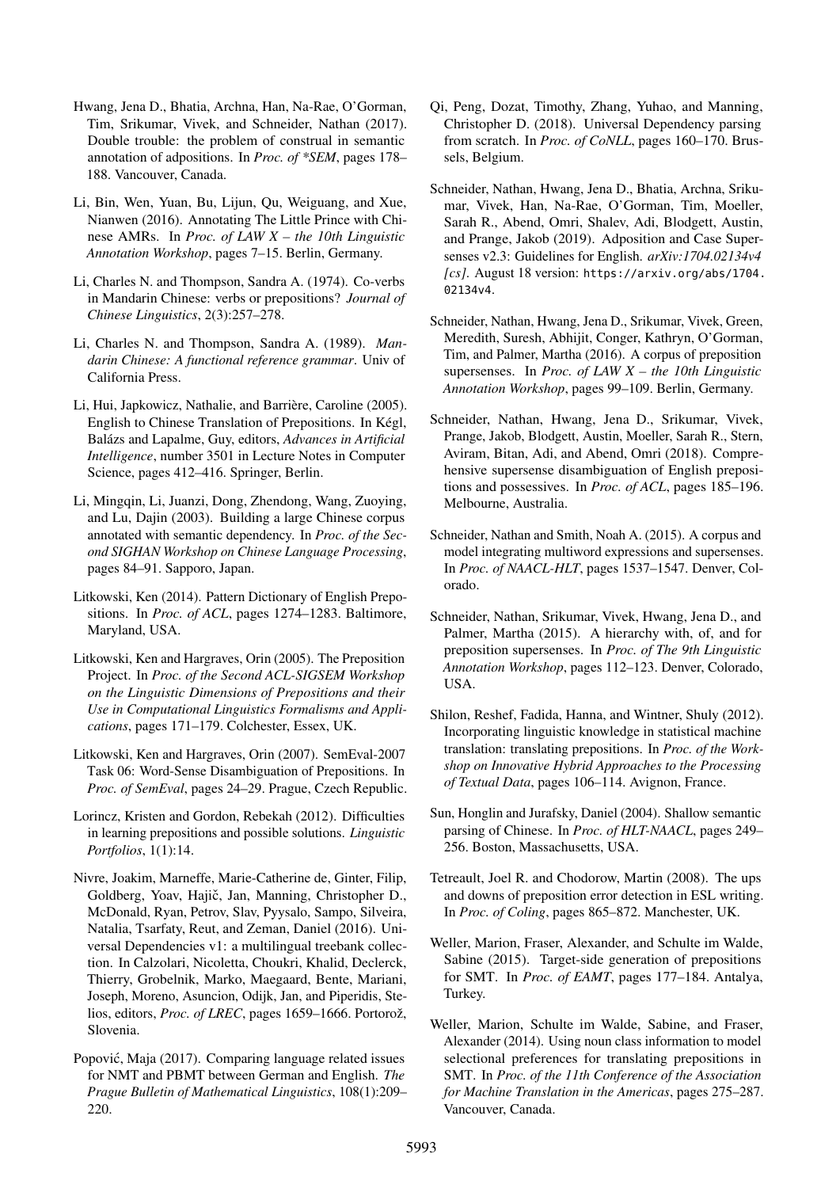Hwang, Jena D., Bhatia, Archna, Han, Na-Rae, O'Gorman, Tim, Srikumar, Vivek, and Schneider, Nathan (2017). Double trouble: the problem of construal in semantic annotation of adpositions. In *Proc. of *SEM*, pages 178–188. Vancouver, Canada.

Li, Bin, Wen, Yuan, Bu, Lijun, Qu, Weiguang, and Xue, Nianwen (2016). Annotating The Little Prince with Chinese AMRs. In *Proc. of LAW X – the 10th Linguistic Annotation Workshop*, pages 7–15. Berlin, Germany.

Li, Charles N. and Thompson, Sandra A. (1974). Co-verbs in Mandarin Chinese: verbs or prepositions? *Journal of Chinese Linguistics*, 2(3):257–278.

Li, Charles N. and Thompson, Sandra A. (1989). *Mandarin Chinese: A functional reference grammar*. Univ of California Press.

Li, Hui, Japkowicz, Nathalie, and Barrière, Caroline (2005). English to Chinese Translation of Prepositions. In Kégl, Balázs and Lapalme, Guy, editors, *Advances in Artificial Intelligence*, number 3501 in Lecture Notes in Computer Science, pages 412–416. Springer, Berlin.

Li, Mingqin, Li, Juanzi, Dong, Zhendong, Wang, Zuoying, and Lu, Dajin (2003). Building a large Chinese corpus annotated with semantic dependency. In *Proc. of the Second SIGHAN Workshop on Chinese Language Processing*, pages 84–91. Sapporo, Japan.

Litkowski, Ken (2014). Pattern Dictionary of English Prepositions. In *Proc. of ACL*, pages 1274–1283. Baltimore, Maryland, USA.

Litkowski, Ken and Hargraves, Orin (2005). The Preposition Project. In *Proc. of the Second ACL-SIGSEM Workshop on the Linguistic Dimensions of Prepositions and their Use in Computational Linguistics Formalisms and Applications*, pages 171–179. Colchester, Essex, UK.

Litkowski, Ken and Hargraves, Orin (2007). SemEval-2007 Task 06: Word-Sense Disambiguation of Prepositions. In *Proc. of SemEval*, pages 24–29. Prague, Czech Republic.

Lorincz, Kristen and Gordon, Rebekah (2012). Difficulties in learning prepositions and possible solutions. *Linguistic Portfolios*, 1(1):14.

Nivre, Joakim, Marneffe, Marie-Catherine de, Ginter, Filip, Goldberg, Yoav, Hajič, Jan, Manning, Christopher D., McDonald, Ryan, Petrov, Slav, Pyysalo, Sampo, Silveira, Natalia, Tsarfaty, Reut, and Zeman, Daniel (2016). Universal Dependencies v1: a multilingual treebank collection. In Calzolari, Nicoletta, Choukri, Khalid, Declerck, Thierry, Grobelnik, Marko, Maegaard, Bente, Mariani, Joseph, Moreno, Asuncion, Odijk, Jan, and Piperidis, Stelios, editors, *Proc. of LREC*, pages 1659–1666. Portorož, Slovenia.

Popović, Maja (2017). Comparing language related issues for NMT and PBMT between German and English. *The Prague Bulletin of Mathematical Linguistics*, 108(1):209–220.

Qi, Peng, Dozat, Timothy, Zhang, Yuhao, and Manning, Christopher D. (2018). Universal Dependency parsing from scratch. In *Proc. of CoNLL*, pages 160–170. Brussels, Belgium.

Schneider, Nathan, Hwang, Jena D., Bhatia, Archna, Srikumar, Vivek, Han, Na-Rae, O'Gorman, Tim, Moeller, Sarah R., Abend, Omri, Shalev, Adi, Blodgett, Austin, and Prange, Jakob (2019). Adposition and Case Supersenses v2.3: Guidelines for English. *arXiv:1704.02134v4 [cs]*. August 18 version: `https://arxiv.org/abs/1704.02134v4`.

Schneider, Nathan, Hwang, Jena D., Srikumar, Vivek, Green, Meredith, Suresh, Abhijit, Conger, Kathryn, O'Gorman, Tim, and Palmer, Martha (2016). A corpus of preposition supersenses. In *Proc. of LAW X – the 10th Linguistic Annotation Workshop*, pages 99–109. Berlin, Germany.

Schneider, Nathan, Hwang, Jena D., Srikumar, Vivek, Prange, Jakob, Blodgett, Austin, Moeller, Sarah R., Stern, Aviram, Bitan, Adi, and Abend, Omri (2018). Comprehensive supersense disambiguation of English prepositions and possessives. In *Proc. of ACL*, pages 185–196. Melbourne, Australia.

Schneider, Nathan and Smith, Noah A. (2015). A corpus and model integrating multiword expressions and supersenses. In *Proc. of NAACL-HLT*, pages 1537–1547. Denver, Colorado.

Schneider, Nathan, Srikumar, Vivek, Hwang, Jena D., and Palmer, Martha (2015). A hierarchy with, of, and for preposition supersenses. In *Proc. of The 9th Linguistic Annotation Workshop*, pages 112–123. Denver, Colorado, USA.

Shilon, Reshef, Fadida, Hanna, and Wintner, Shuly (2012). Incorporating linguistic knowledge in statistical machine translation: translating prepositions. In *Proc. of the Workshop on Innovative Hybrid Approaches to the Processing of Textual Data*, pages 106–114. Avignon, France.

Sun, Honglin and Jurafsky, Daniel (2004). Shallow semantic parsing of Chinese. In *Proc. of HLT-NAACL*, pages 249–256. Boston, Massachusetts, USA.

Tetreault, Joel R. and Chodorow, Martin (2008). The ups and downs of preposition error detection in ESL writing. In *Proc. of Coling*, pages 865–872. Manchester, UK.

Weller, Marion, Fraser, Alexander, and Schulte im Walde, Sabine (2015). Target-side generation of prepositions for SMT. In *Proc. of EAMT*, pages 177–184. Antalya, Turkey.

Weller, Marion, Schulte im Walde, Sabine, and Fraser, Alexander (2014). Using noun class information to model selectional preferences for translating prepositions in SMT. In *Proc. of the 11th Conference of the Association for Machine Translation in the Americas*, pages 275–287. Vancouver, Canada.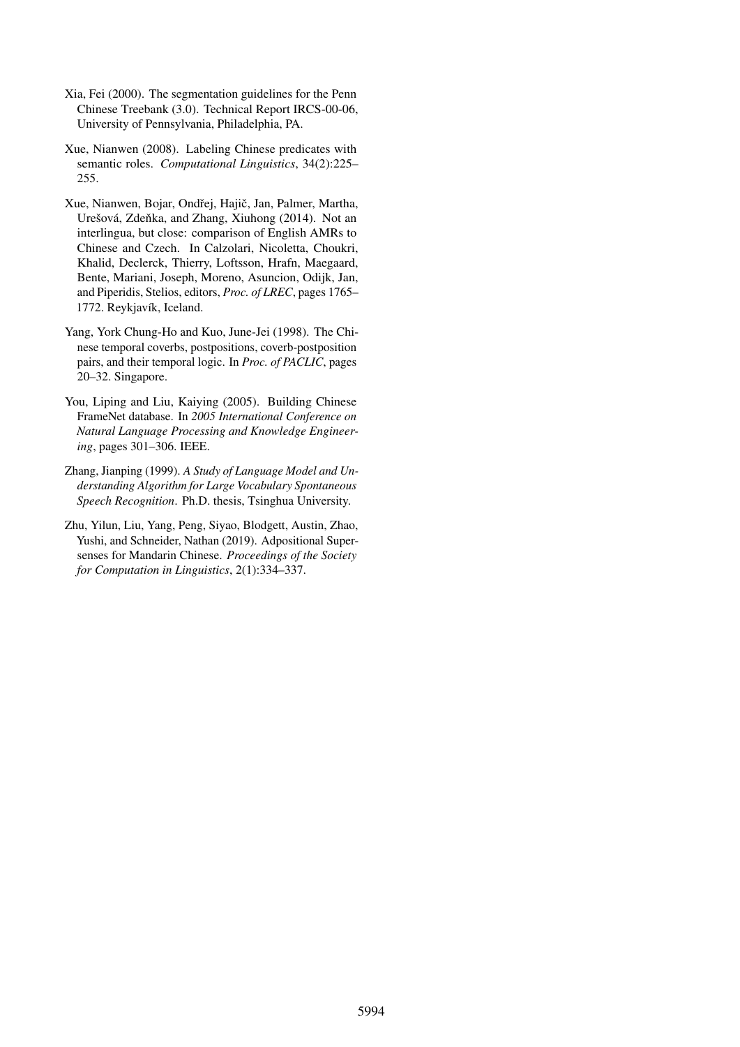Xia, Fei (2000). The segmentation guidelines for the Penn Chinese Treebank (3.0). Technical Report IRCS-00-06, University of Pennsylvania, Philadelphia, PA.

Xue, Nianwen (2008). Labeling Chinese predicates with semantic roles. *Computational Linguistics*, 34(2):225–255.

Xue, Nianwen, Bojar, Ondřej, Hajič, Jan, Palmer, Martha, Urešová, Zdeňka, and Zhang, Xiuhong (2014). Not an interlingua, but close: comparison of English AMRs to Chinese and Czech. In Calzolari, Nicoletta, Choukri, Khalid, Declerck, Thierry, Loftsson, Hrafn, Maegaard, Bente, Mariani, Joseph, Moreno, Asuncion, Odijk, Jan, and Piperidis, Stelios, editors, *Proc. of LREC*, pages 1765–1772. Reykjavík, Iceland.

Yang, York Chung-Ho and Kuo, June-Jei (1998). The Chinese temporal coverbs, postpositions, coverb-postposition pairs, and their temporal logic. In *Proc. of PACLIC*, pages 20–32. Singapore.

You, Liping and Liu, Kaiying (2005). Building Chinese FrameNet database. In *2005 International Conference on Natural Language Processing and Knowledge Engineering*, pages 301–306. IEEE.

Zhang, Jianping (1999). *A Study of Language Model and Understanding Algorithm for Large Vocabulary Spontaneous Speech Recognition*. Ph.D. thesis, Tsinghua University.

Zhu, Yilun, Liu, Yang, Peng, Siyao, Blodgett, Austin, Zhao, Yushi, and Schneider, Nathan (2019). Adpositional Supersenses for Mandarin Chinese. *Proceedings of the Society for Computation in Linguistics*, 2(1):334–337.